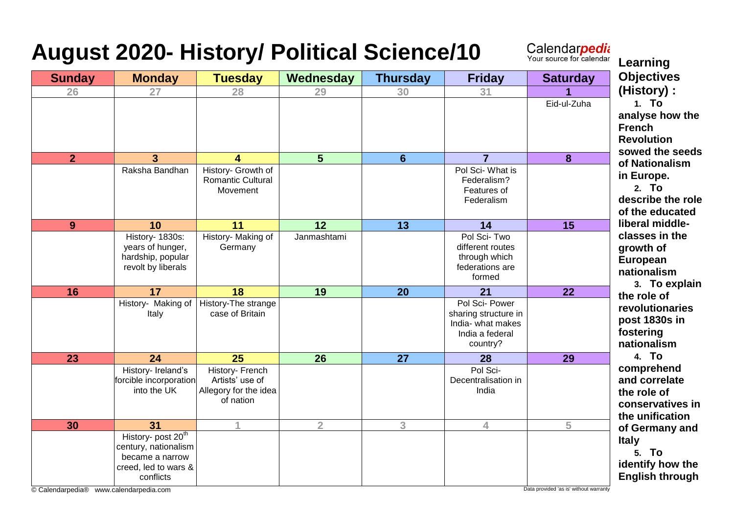# August 2020- History/ Political Science/10

| Sunday | Monday | Tuesday | Wednesday | Thursday | Friday | Saturday |
|---|---|---|---|---|---|---|
| 26 | 27 | 28 | 29 | 30 | 31 | 1 Eid-ul-Zuha |
| 2 | 3 Raksha Bandhan | 4 History- Growth of Romantic Cultural Movement | 5 | 6 | 7 Pol Sci- What is Federalism? Features of Federalism | 8 |
| 9 | 10 History- 1830s: years of hunger, hardship, popular revolt by liberals | 11 History- Making of Germany | 12 Janmashtami | 13 | 14 Pol Sci- Two different routes through which federations are formed | 15 |
| 16 | 17 History- Making of Italy | 18 History-The strange case of Britain | 19 | 20 | 21 Pol Sci- Power sharing structure in India- what makes India a federal country? | 22 |
| 23 | 24 History- Ireland's forcible incorporation into the UK | 25 History- French Artists' use of Allegory for the idea of nation | 26 | 27 | 28 Pol Sci- Decentralisation in India | 29 |
| 30 | 31 History- post 20th century, nationalism became a narrow creed, led to wars & conflicts | 1 | 2 | 3 | 4 | 5 |

**Learning Objectives (History) :**

1. **To analyse how the French Revolution sowed the seeds of Nationalism in Europe.**
2. **To describe the role of the educated liberal middle-classes in the growth of European nationalism**
3. **To explain the role of revolutionaries post 1830s in fostering nationalism**
4. **To comprehend and correlate the role of conservatives in the unification of Germany and Italy**
5. **To identify how the English through**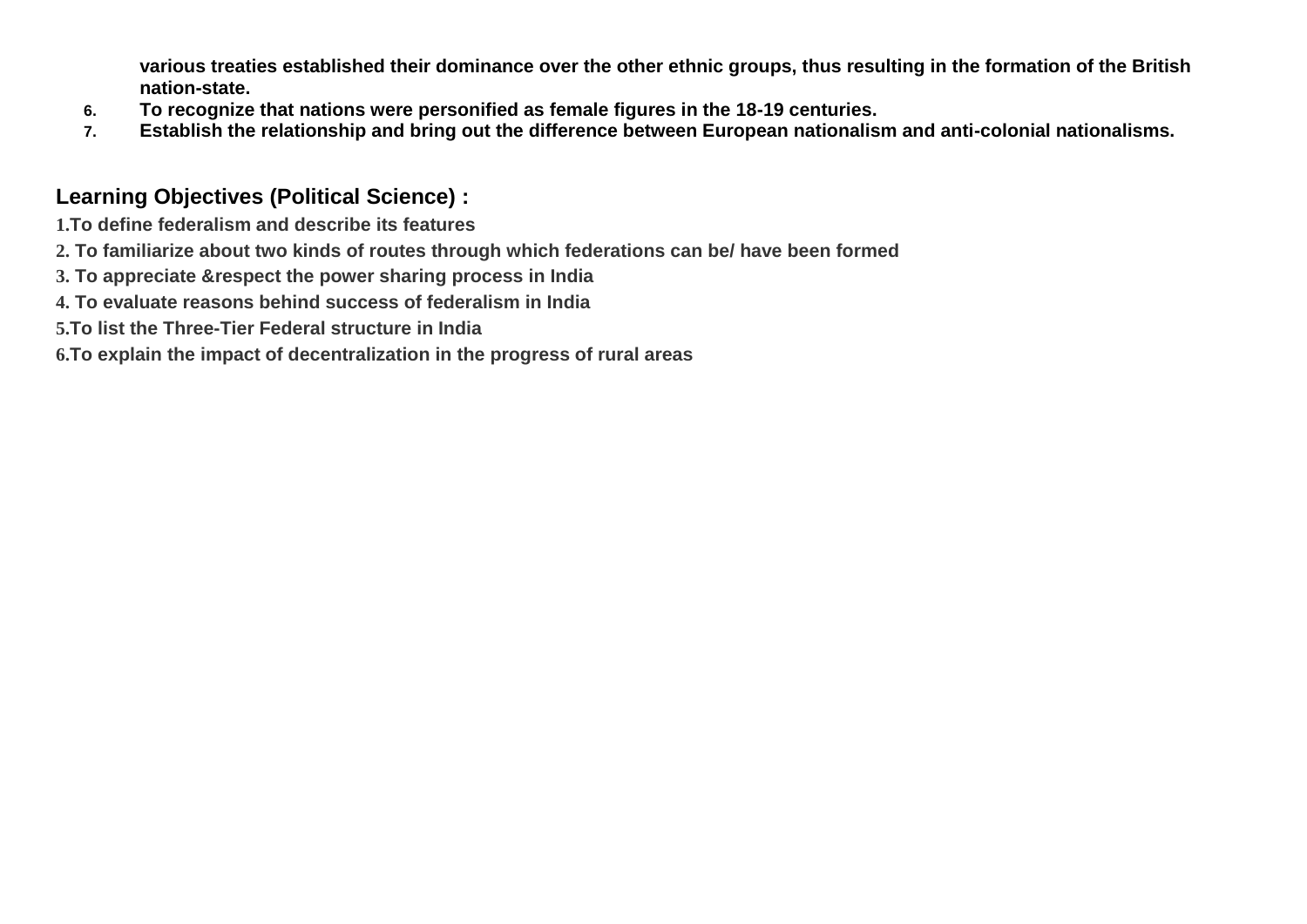**various treaties established their dominance over the other ethnic groups, thus resulting in the formation of the British nation-state.**

6. **To recognize that nations were personified as female figures in the 18-19 centuries.**
7. **Establish the relationship and bring out the difference between European nationalism and anti-colonial nationalisms.**

## Learning Objectives (Political Science) :

**1.To define federalism and describe its features**

**2. To familiarize about two kinds of routes through which federations can be/ have been formed**

**3. To appreciate &respect the power sharing process in India**

**4. To evaluate reasons behind success of federalism in India**

**5.To list the Three-Tier Federal structure in India**

**6.To explain the impact of decentralization in the progress of rural areas**